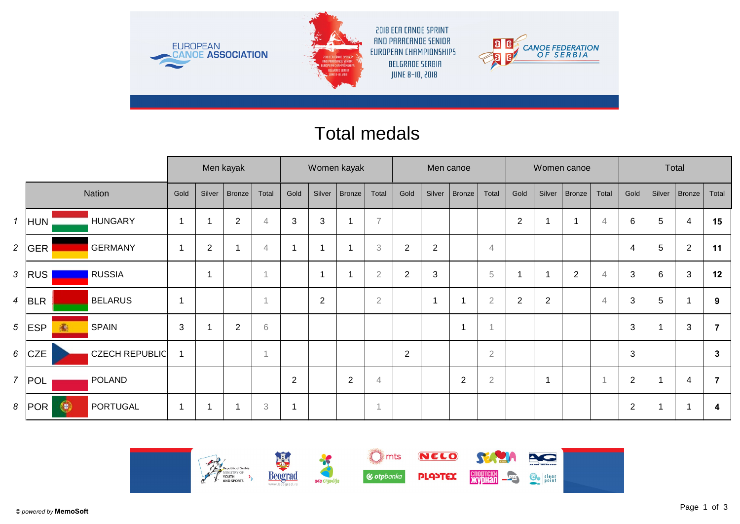2018 ECA CANOE SPRINT AND PARACANOE SENIOR EUROPEAN CHAMPIONSHIPS BELGRADE SERBIA JUNE 8-10, 2018

# Total medals

| | | Men kayak | | | | Women kayak | | | | Men canoe | | | | Women canoe | | | | Total | | | |
|---|---|---|---|---|---|---|---|---|---|---|---|---|---|---|---|---|---|---|---|---|---|
| | Nation | Gold | Silver | Bronze | Total | Gold | Silver | Bronze | Total | Gold | Silver | Bronze | Total | Gold | Silver | Bronze | Total | Gold | Silver | Bronze | Total |
| 1 | HUN HUNGARY | 1 | 1 | 2 | 4 | 3 | 3 | 1 | 7 | | | | | 2 | 1 | 1 | 4 | 6 | 5 | 4 | **15** |
| 2 | GER GERMANY | 1 | 2 | 1 | 4 | 1 | 1 | 1 | 3 | 2 | 2 | | 4 | | | | | 4 | 5 | 2 | **11** |
| 3 | RUS RUSSIA | | 1 | | 1 | | 1 | 1 | 2 | 2 | 3 | | 5 | 1 | 1 | 2 | 4 | 3 | 6 | 3 | **12** |
| 4 | BLR BELARUS | 1 | | | 1 | | 2 | | 2 | | 1 | 1 | 2 | 2 | 2 | | 4 | 3 | 5 | 1 | **9** |
| 5 | ESP SPAIN | 3 | 1 | 2 | 6 | | | | | | | 1 | 1 | | | | | 3 | 1 | 3 | **7** |
| 6 | CZE CZECH REPUBLIC | 1 | | | 1 | | | | | 2 | | | 2 | | | | | 3 | | | **3** |
| 7 | POL POLAND | | | | | 2 | | 2 | 4 | | | 2 | 2 | | 1 | | 1 | 2 | 1 | 4 | **7** |
| 8 | POR PORTUGAL | 1 | 1 | 1 | 3 | 1 | | | 1 | | | | | | | | | 2 | 1 | 1 | **4** |

© *powered by* **MemoSoft**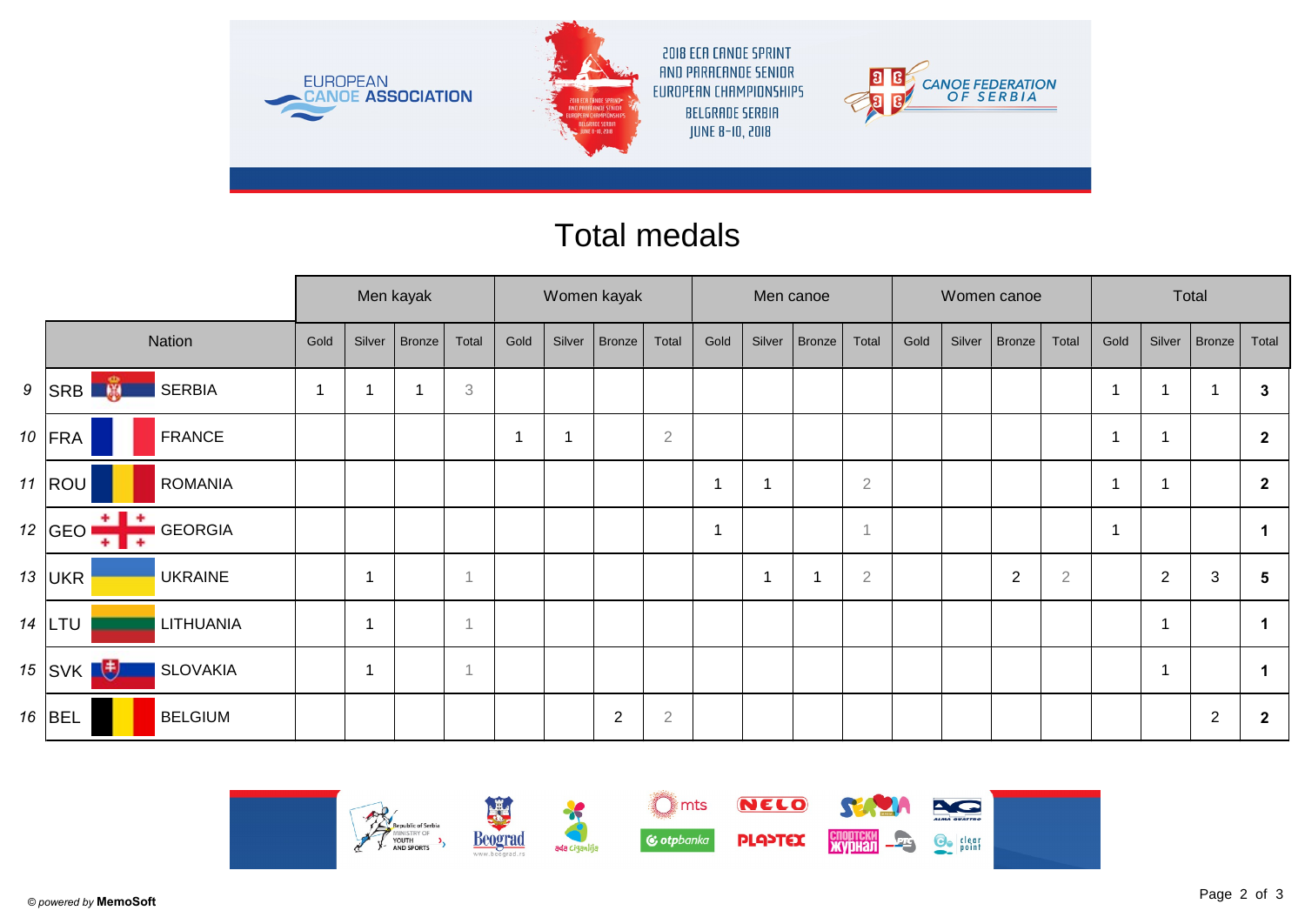# Total medals

| | | | Men kayak | | | | Women kayak | | | | Men canoe | | | | Women canoe | | | | Total | | | |
|---|---|---|---|---|---|---|---|---|---|---|---|---|---|---|---|---|---|---|---|---|---|---|
| | Nation | | Gold | Silver | Bronze | Total | Gold | Silver | Bronze | Total | Gold | Silver | Bronze | Total | Gold | Silver | Bronze | Total | Gold | Silver | Bronze | Total |
| 9 | SRB | SERBIA | 1 | 1 | 1 | 3 | | | | | | | | | | | | | 1 | 1 | 1 | **3** |
| 10 | FRA | FRANCE | | | | | 1 | 1 | | 2 | | | | | | | | | 1 | 1 | | **2** |
| 11 | ROU | ROMANIA | | | | | | | | | 1 | 1 | | 2 | | | | | 1 | 1 | | **2** |
| 12 | GEO | GEORGIA | | | | | | | | | 1 | | | 1 | | | | | 1 | | | **1** |
| 13 | UKR | UKRAINE | | 1 | | 1 | | | | | | 1 | 1 | 2 | | | 2 | 2 | | 2 | 3 | **5** |
| 14 | LTU | LITHUANIA | | 1 | | 1 | | | | | | | | | | | | | | 1 | | **1** |
| 15 | SVK | SLOVAKIA | | 1 | | 1 | | | | | | | | | | | | | | 1 | | **1** |
| 16 | BEL | BELGIUM | | | | | | | 2 | 2 | | | | | | | | | | | 2 | **2** |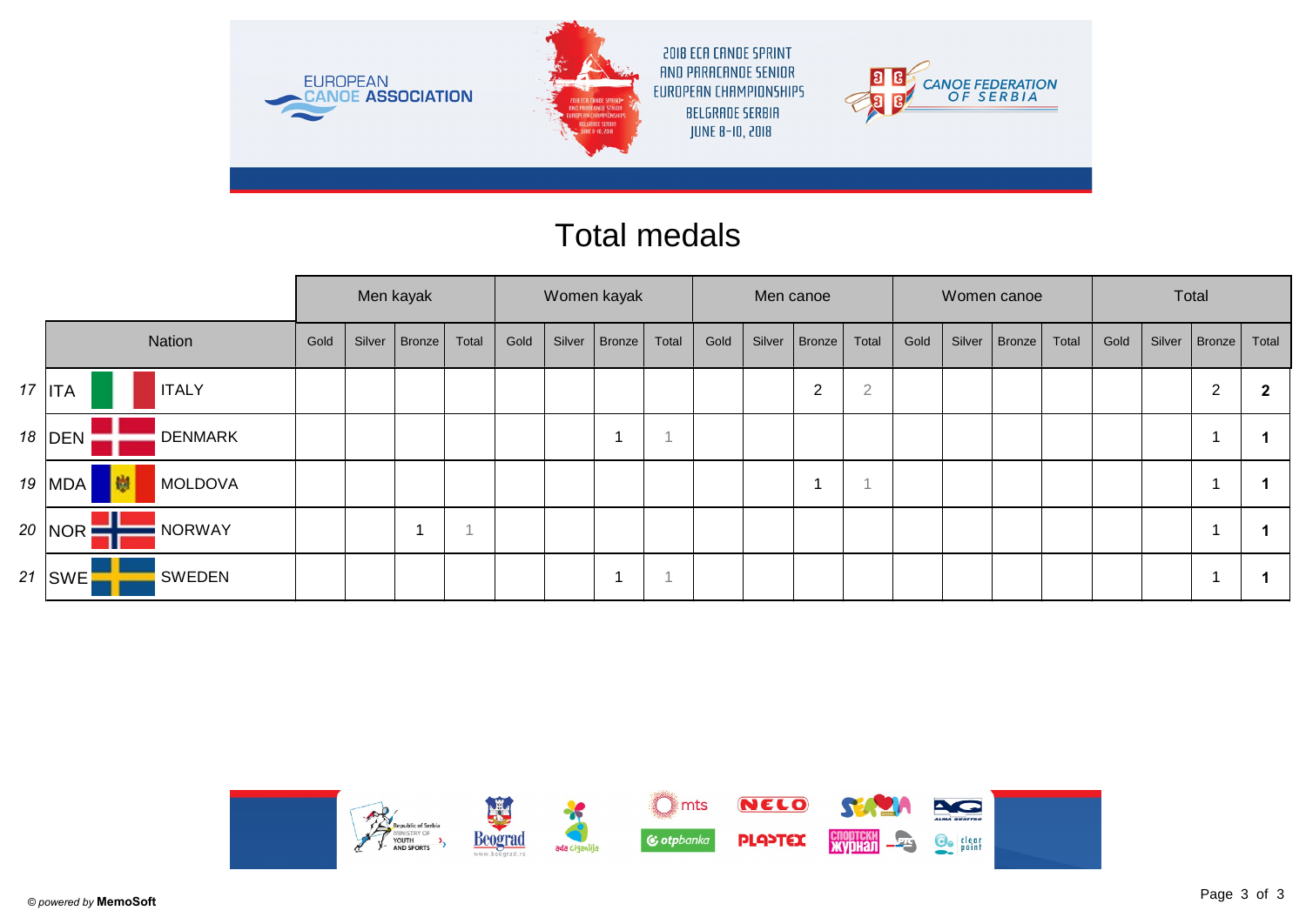# Total medals

| | | | Men kayak | | | | Women kayak | | | | Men canoe | | | | Women canoe | | | | Total | | | |
|---|---|---|---|---|---|---|---|---|---|---|---|---|---|---|---|---|---|---|---|---|---|---|
| | Nation | | Gold | Silver | Bronze | Total | Gold | Silver | Bronze | Total | Gold | Silver | Bronze | Total | Gold | Silver | Bronze | Total | Gold | Silver | Bronze | Total |
| 17 | ITA | ITALY | | | | | | | | | | | 2 | 2 | | | | | | | 2 | **2** |
| 18 | DEN | DENMARK | | | | | | | 1 | 1 | | | | | | | | | | | 1 | **1** |
| 19 | MDA | MOLDOVA | | | | | | | | | | | 1 | 1 | | | | | | | 1 | **1** |
| 20 | NOR | NORWAY | | | 1 | 1 | | | | | | | | | | | | | | | 1 | **1** |
| 21 | SWE | SWEDEN | | | | | | | 1 | 1 | | | | | | | | | | | 1 | **1** |

*© powered by* **MemoSoft**